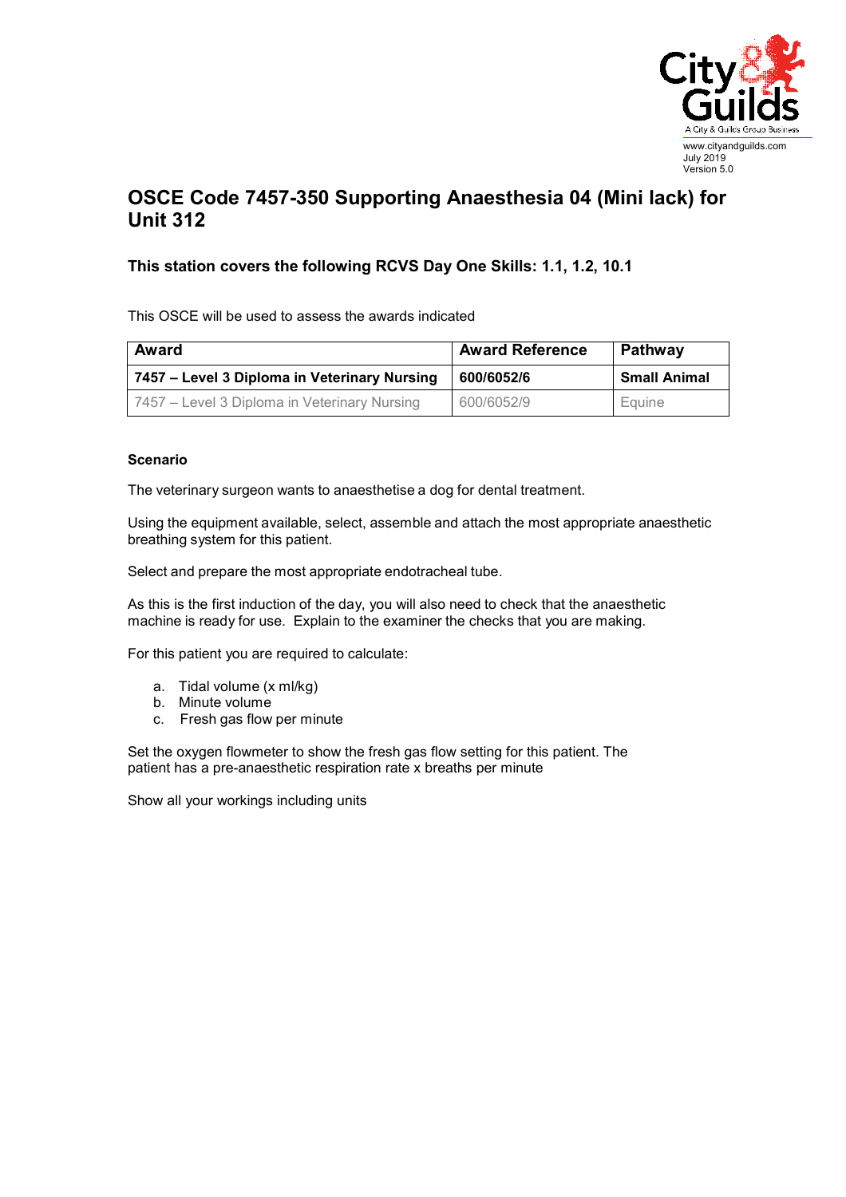www.cityandguilds.com
July 2019
Version 5.0

# OSCE Code 7457-350 Supporting Anaesthesia 04 (Mini lack) for Unit 312

### This station covers the following RCVS Day One Skills: 1.1, 1.2, 10.1

This OSCE will be used to assess the awards indicated

| Award | Award Reference | Pathway |
|---|---|---|
| **7457 – Level 3 Diploma in Veterinary Nursing** | **600/6052/6** | **Small Animal** |
| 7457 – Level 3 Diploma in Veterinary Nursing | 600/6052/9 | Equine |

**Scenario**

The veterinary surgeon wants to anaesthetise a dog for dental treatment.

Using the equipment available, select, assemble and attach the most appropriate anaesthetic breathing system for this patient.

Select and prepare the most appropriate endotracheal tube.

As this is the first induction of the day, you will also need to check that the anaesthetic machine is ready for use. Explain to the examiner the checks that you are making.

For this patient you are required to calculate:

a. Tidal volume (x ml/kg)
b. Minute volume
c. Fresh gas flow per minute

Set the oxygen flowmeter to show the fresh gas flow setting for this patient. The patient has a pre-anaesthetic respiration rate x breaths per minute

Show all your workings including units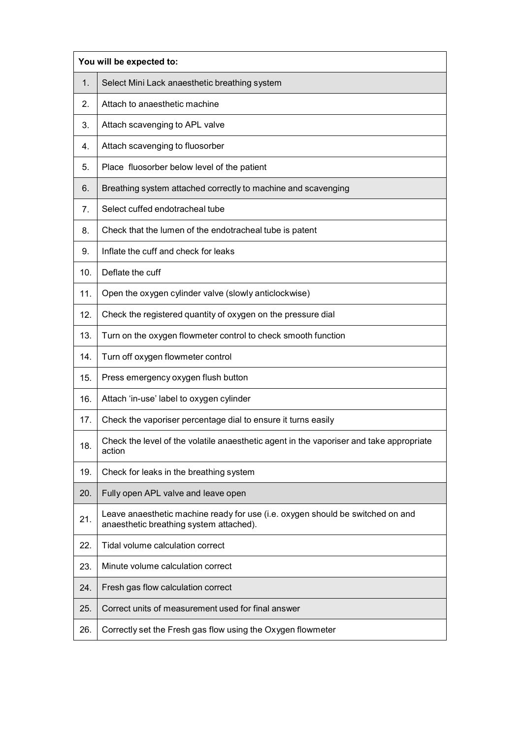| You will be expected to: | |
|---|---|
| 1. | Select Mini Lack anaesthetic breathing system |
| 2. | Attach to anaesthetic machine |
| 3. | Attach scavenging to APL valve |
| 4. | Attach scavenging to fluosorber |
| 5. | Place fluosorber below level of the patient |
| 6. | Breathing system attached correctly to machine and scavenging |
| 7. | Select cuffed endotracheal tube |
| 8. | Check that the lumen of the endotracheal tube is patent |
| 9. | Inflate the cuff and check for leaks |
| 10. | Deflate the cuff |
| 11. | Open the oxygen cylinder valve (slowly anticlockwise) |
| 12. | Check the registered quantity of oxygen on the pressure dial |
| 13. | Turn on the oxygen flowmeter control to check smooth function |
| 14. | Turn off oxygen flowmeter control |
| 15. | Press emergency oxygen flush button |
| 16. | Attach 'in-use' label to oxygen cylinder |
| 17. | Check the vaporiser percentage dial to ensure it turns easily |
| 18. | Check the level of the volatile anaesthetic agent in the vaporiser and take appropriate action |
| 19. | Check for leaks in the breathing system |
| 20. | Fully open APL valve and leave open |
| 21. | Leave anaesthetic machine ready for use (i.e. oxygen should be switched on and anaesthetic breathing system attached). |
| 22. | Tidal volume calculation correct |
| 23. | Minute volume calculation correct |
| 24. | Fresh gas flow calculation correct |
| 25. | Correct units of measurement used for final answer |
| 26. | Correctly set the Fresh gas flow using the Oxygen flowmeter |